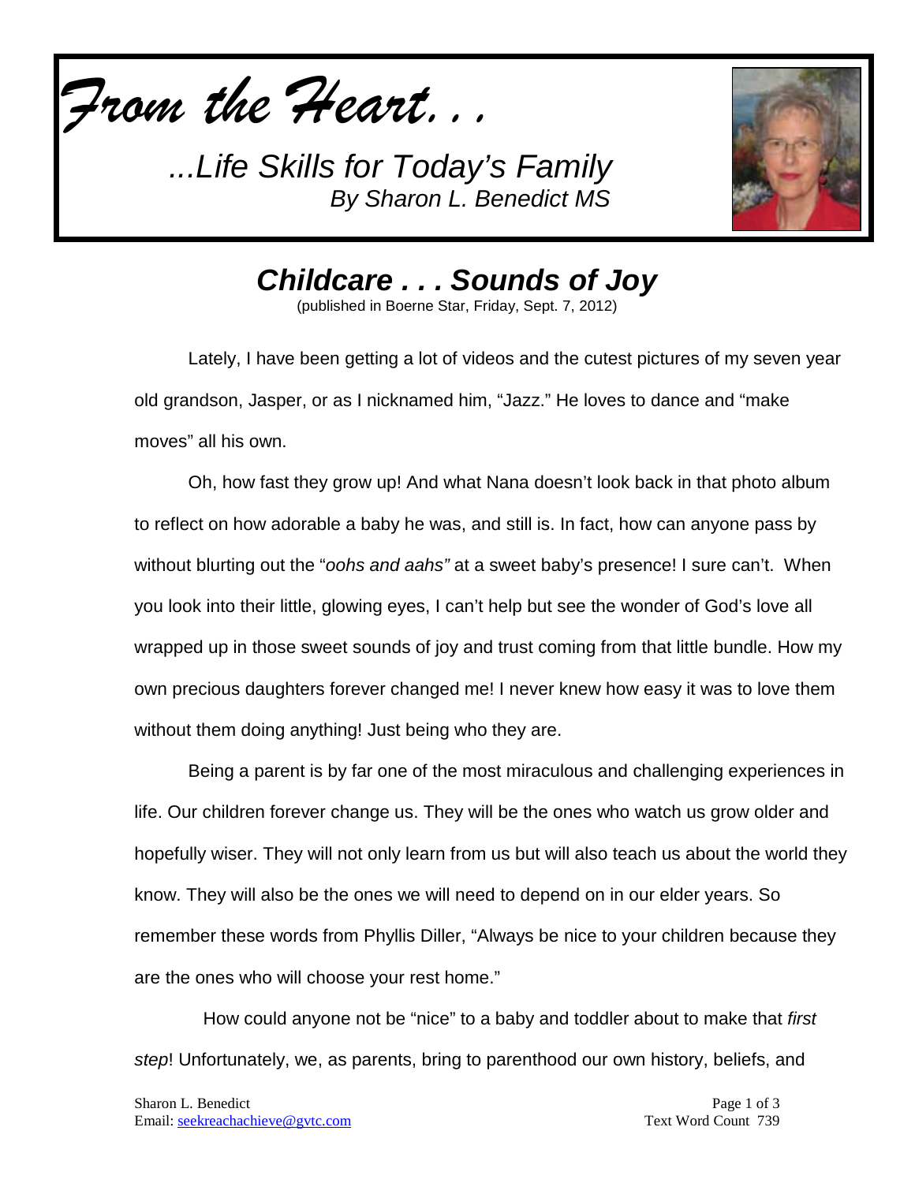*From the Heart. . .*

*...Life Skills for Today's Family*
*By Sharon L. Benedict MS*

# *Childcare . . . Sounds of Joy*

(published in Boerne Star, Friday, Sept. 7, 2012)

Lately, I have been getting a lot of videos and the cutest pictures of my seven year old grandson, Jasper, or as I nicknamed him, "Jazz." He loves to dance and "make moves" all his own.

Oh, how fast they grow up! And what Nana doesn't look back in that photo album to reflect on how adorable a baby he was, and still is. In fact, how can anyone pass by without blurting out the "*oohs and aahs"* at a sweet baby's presence! I sure can't. When you look into their little, glowing eyes, I can't help but see the wonder of God's love all wrapped up in those sweet sounds of joy and trust coming from that little bundle. How my own precious daughters forever changed me! I never knew how easy it was to love them without them doing anything! Just being who they are.

Being a parent is by far one of the most miraculous and challenging experiences in life. Our children forever change us. They will be the ones who watch us grow older and hopefully wiser. They will not only learn from us but will also teach us about the world they know. They will also be the ones we will need to depend on in our elder years. So remember these words from Phyllis Diller, "Always be nice to your children because they are the ones who will choose your rest home."

How could anyone not be "nice" to a baby and toddler about to make that *first step*! Unfortunately, we, as parents, bring to parenthood our own history, beliefs, and

Sharon L. Benedict
Email: seekreachachieve@gvtc.com

Text Word Count 739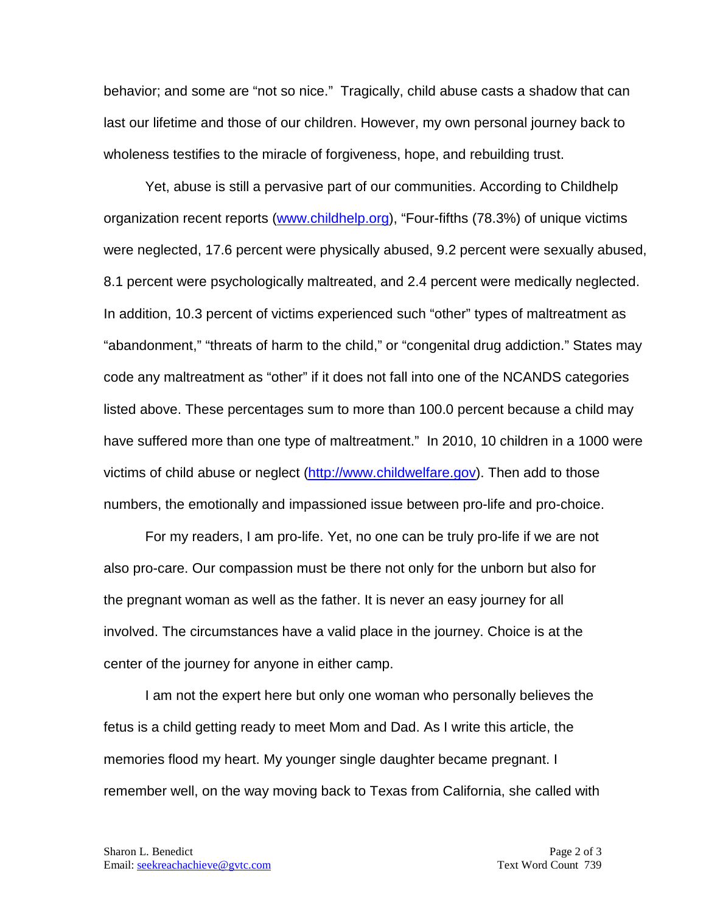behavior; and some are "not so nice." Tragically, child abuse casts a shadow that can last our lifetime and those of our children. However, my own personal journey back to wholeness testifies to the miracle of forgiveness, hope, and rebuilding trust.

Yet, abuse is still a pervasive part of our communities. According to Childhelp organization recent reports (www.childhelp.org), "Four-fifths (78.3%) of unique victims were neglected, 17.6 percent were physically abused, 9.2 percent were sexually abused, 8.1 percent were psychologically maltreated, and 2.4 percent were medically neglected. In addition, 10.3 percent of victims experienced such "other" types of maltreatment as "abandonment," "threats of harm to the child," or "congenital drug addiction." States may code any maltreatment as "other" if it does not fall into one of the NCANDS categories listed above. These percentages sum to more than 100.0 percent because a child may have suffered more than one type of maltreatment." In 2010, 10 children in a 1000 were victims of child abuse or neglect (http://www.childwelfare.gov). Then add to those numbers, the emotionally and impassioned issue between pro-life and pro-choice.

For my readers, I am pro-life. Yet, no one can be truly pro-life if we are not also pro-care. Our compassion must be there not only for the unborn but also for the pregnant woman as well as the father. It is never an easy journey for all involved. The circumstances have a valid place in the journey. Choice is at the center of the journey for anyone in either camp.

I am not the expert here but only one woman who personally believes the fetus is a child getting ready to meet Mom and Dad. As I write this article, the memories flood my heart. My younger single daughter became pregnant. I remember well, on the way moving back to Texas from California, she called with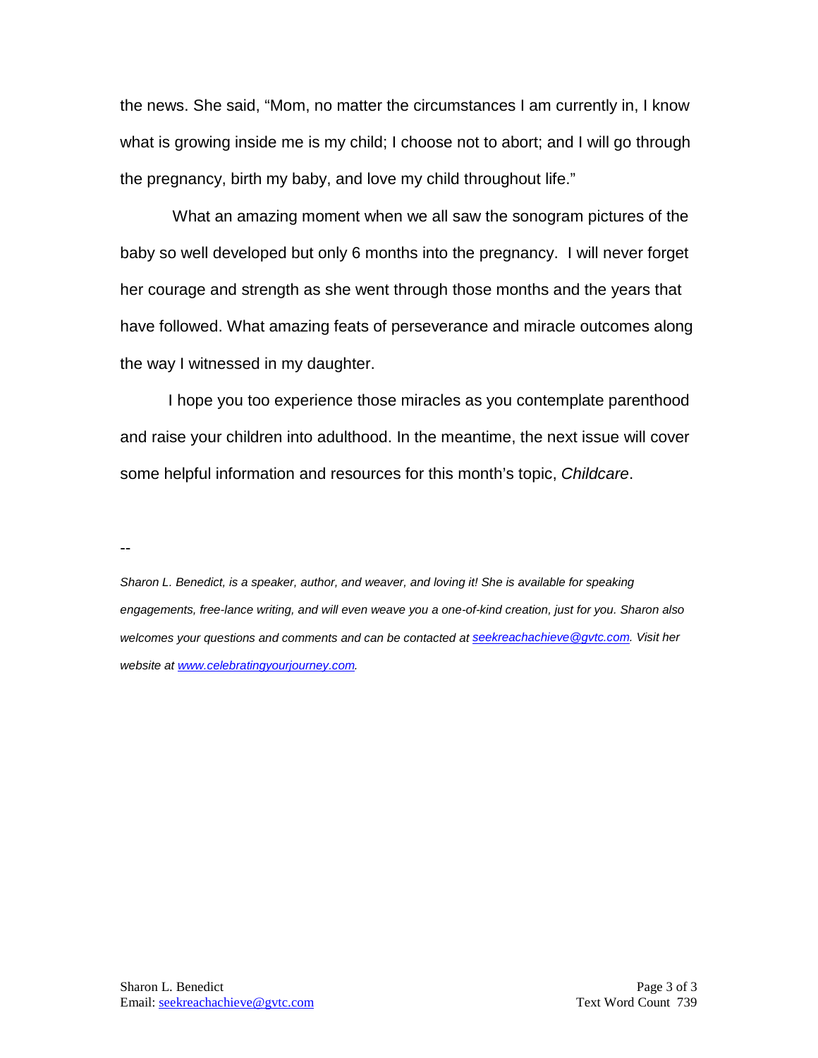the news. She said, "Mom, no matter the circumstances I am currently in, I know what is growing inside me is my child; I choose not to abort; and I will go through the pregnancy, birth my baby, and love my child throughout life."

What an amazing moment when we all saw the sonogram pictures of the baby so well developed but only 6 months into the pregnancy. I will never forget her courage and strength as she went through those months and the years that have followed. What amazing feats of perseverance and miracle outcomes along the way I witnessed in my daughter.

I hope you too experience those miracles as you contemplate parenthood and raise your children into adulthood. In the meantime, the next issue will cover some helpful information and resources for this month's topic, *Childcare*.

--

*Sharon L. Benedict, is a speaker, author, and weaver, and loving it! She is available for speaking engagements, free-lance writing, and will even weave you a one-of-kind creation, just for you. Sharon also welcomes your questions and comments and can be contacted at [seekreachachieve@gvtc.com](mailto:seekreachachieve@gvtc.com). Visit her website at [www.celebratingyourjourney.com](http://www.celebratingyourjourney.com).*

Sharon L. Benedict
Email: [seekreachachieve@gvtc.com](mailto:seekreachachieve@gvtc.com)

Text Word Count 739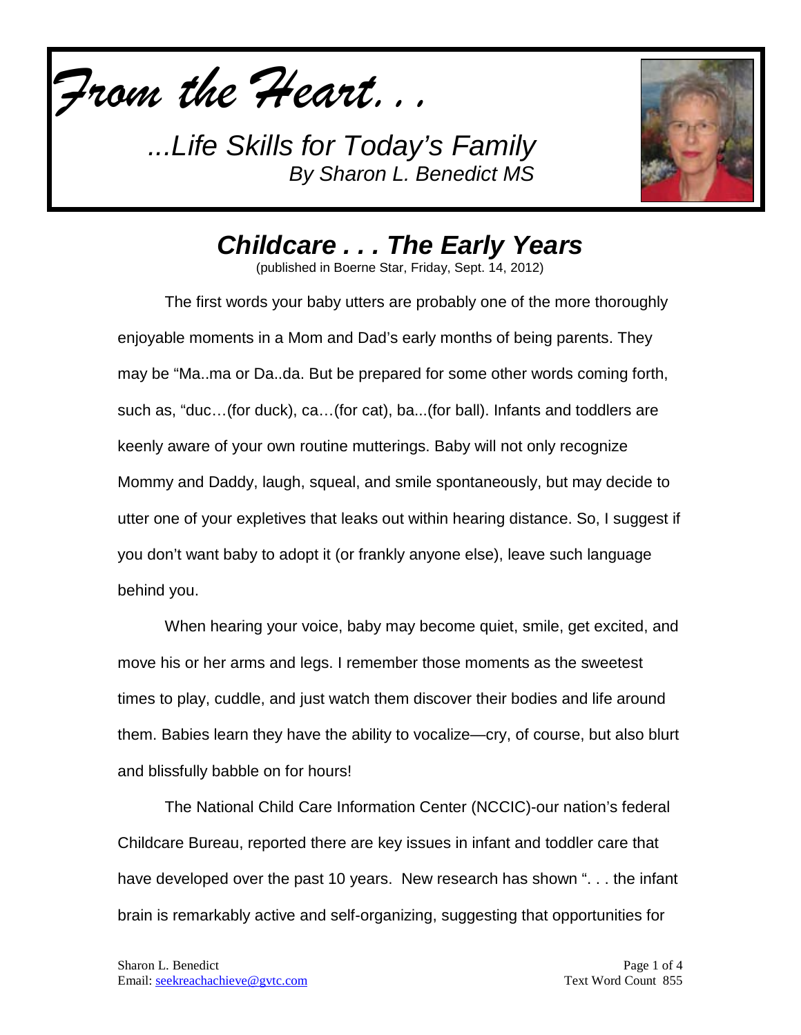*From the Heart. . .*

*...Life Skills for Today's Family*
*By Sharon L. Benedict MS*

## *Childcare . . . The Early Years*

(published in Boerne Star, Friday, Sept. 14, 2012)

The first words your baby utters are probably one of the more thoroughly enjoyable moments in a Mom and Dad's early months of being parents. They may be "Ma..ma or Da..da. But be prepared for some other words coming forth, such as, "duc…(for duck), ca…(for cat), ba...(for ball). Infants and toddlers are keenly aware of your own routine mutterings. Baby will not only recognize Mommy and Daddy, laugh, squeal, and smile spontaneously, but may decide to utter one of your expletives that leaks out within hearing distance. So, I suggest if you don't want baby to adopt it (or frankly anyone else), leave such language behind you.

When hearing your voice, baby may become quiet, smile, get excited, and move his or her arms and legs. I remember those moments as the sweetest times to play, cuddle, and just watch them discover their bodies and life around them. Babies learn they have the ability to vocalize—cry, of course, but also blurt and blissfully babble on for hours!

The National Child Care Information Center (NCCIC)-our nation's federal Childcare Bureau, reported there are key issues in infant and toddler care that have developed over the past 10 years. New research has shown ". . . the infant brain is remarkably active and self-organizing, suggesting that opportunities for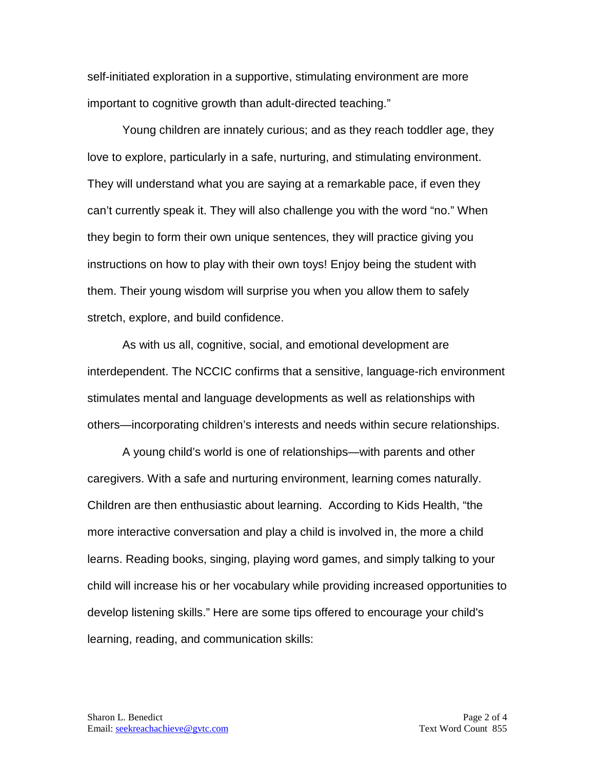self-initiated exploration in a supportive, stimulating environment are more important to cognitive growth than adult-directed teaching."

Young children are innately curious; and as they reach toddler age, they love to explore, particularly in a safe, nurturing, and stimulating environment. They will understand what you are saying at a remarkable pace, if even they can't currently speak it. They will also challenge you with the word "no." When they begin to form their own unique sentences, they will practice giving you instructions on how to play with their own toys! Enjoy being the student with them. Their young wisdom will surprise you when you allow them to safely stretch, explore, and build confidence.

As with us all, cognitive, social, and emotional development are interdependent. The NCCIC confirms that a sensitive, language-rich environment stimulates mental and language developments as well as relationships with others—incorporating children's interests and needs within secure relationships.

A young child's world is one of relationships—with parents and other caregivers. With a safe and nurturing environment, learning comes naturally. Children are then enthusiastic about learning. According to Kids Health, "the more interactive conversation and play a child is involved in, the more a child learns. Reading books, singing, playing word games, and simply talking to your child will increase his or her vocabulary while providing increased opportunities to develop listening skills." Here are some tips offered to encourage your child's learning, reading, and communication skills: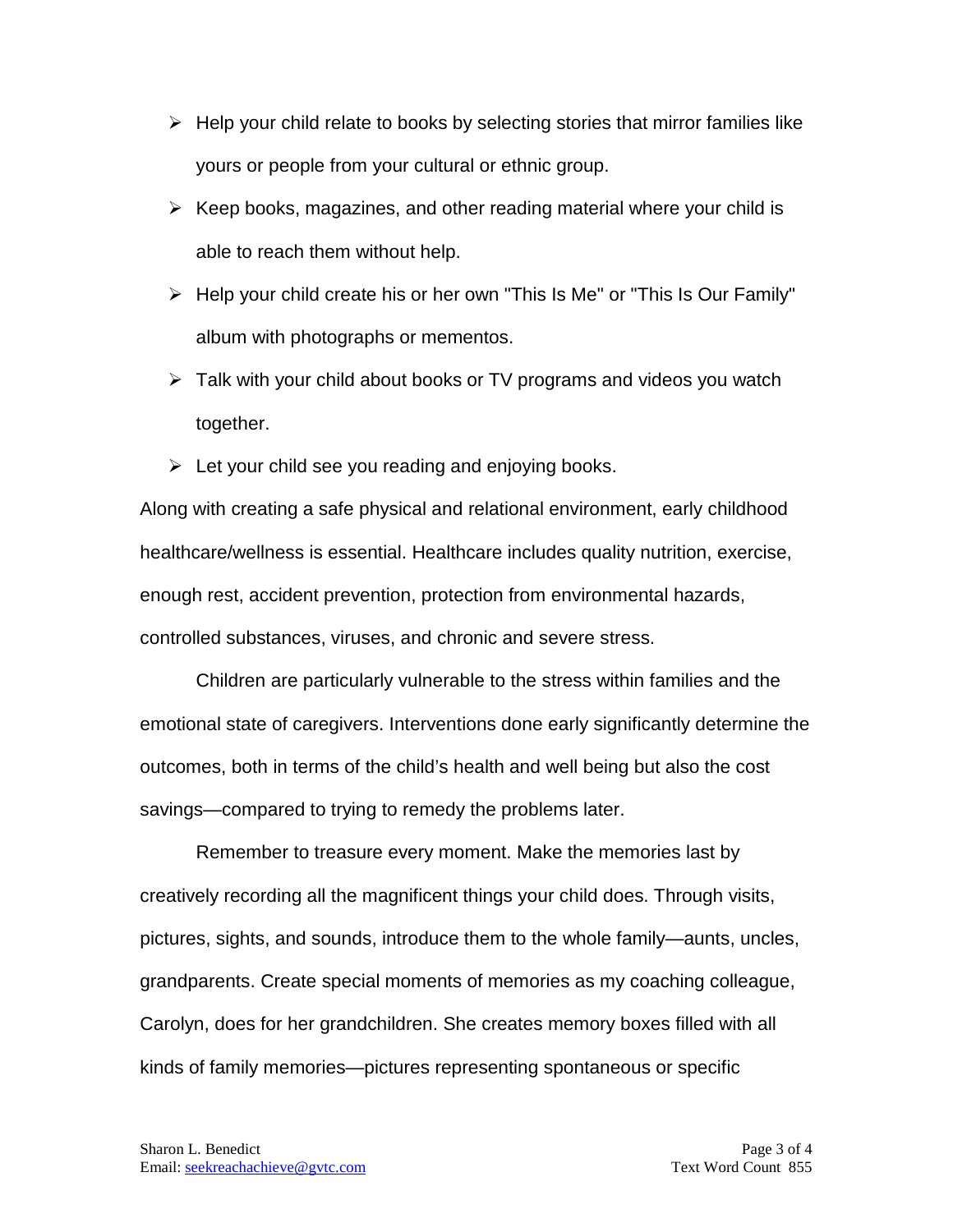- Help your child relate to books by selecting stories that mirror families like yours or people from your cultural or ethnic group.
- Keep books, magazines, and other reading material where your child is able to reach them without help.
- Help your child create his or her own "This Is Me" or "This Is Our Family" album with photographs or mementos.
- Talk with your child about books or TV programs and videos you watch together.
- Let your child see you reading and enjoying books.

Along with creating a safe physical and relational environment, early childhood healthcare/wellness is essential. Healthcare includes quality nutrition, exercise, enough rest, accident prevention, protection from environmental hazards, controlled substances, viruses, and chronic and severe stress.

Children are particularly vulnerable to the stress within families and the emotional state of caregivers. Interventions done early significantly determine the outcomes, both in terms of the child's health and well being but also the cost savings—compared to trying to remedy the problems later.

Remember to treasure every moment. Make the memories last by creatively recording all the magnificent things your child does. Through visits, pictures, sights, and sounds, introduce them to the whole family—aunts, uncles, grandparents. Create special moments of memories as my coaching colleague, Carolyn, does for her grandchildren. She creates memory boxes filled with all kinds of family memories—pictures representing spontaneous or specific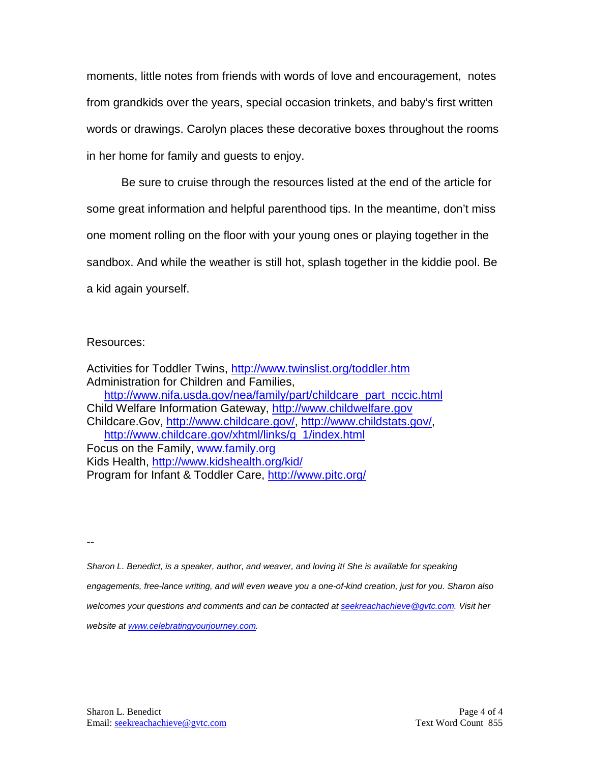moments, little notes from friends with words of love and encouragement, notes from grandkids over the years, special occasion trinkets, and baby's first written words or drawings. Carolyn places these decorative boxes throughout the rooms in her home for family and guests to enjoy.

Be sure to cruise through the resources listed at the end of the article for some great information and helpful parenthood tips. In the meantime, don't miss one moment rolling on the floor with your young ones or playing together in the sandbox. And while the weather is still hot, splash together in the kiddie pool. Be a kid again yourself.

Resources:

Activities for Toddler Twins, http://www.twinslist.org/toddler.htm
Administration for Children and Families,
  http://www.nifa.usda.gov/nea/family/part/childcare_part_nccic.html
Child Welfare Information Gateway, http://www.childwelfare.gov
Childcare.Gov, http://www.childcare.gov/, http://www.childstats.gov/,
  http://www.childcare.gov/xhtml/links/g_1/index.html
Focus on the Family, www.family.org
Kids Health, http://www.kidshealth.org/kid/
Program for Infant & Toddler Care, http://www.pitc.org/

--

*Sharon L. Benedict, is a speaker, author, and weaver, and loving it! She is available for speaking engagements, free-lance writing, and will even weave you a one-of-kind creation, just for you. Sharon also welcomes your questions and comments and can be contacted at seekreachachieve@gvtc.com. Visit her website at www.celebratingyourjourney.com.*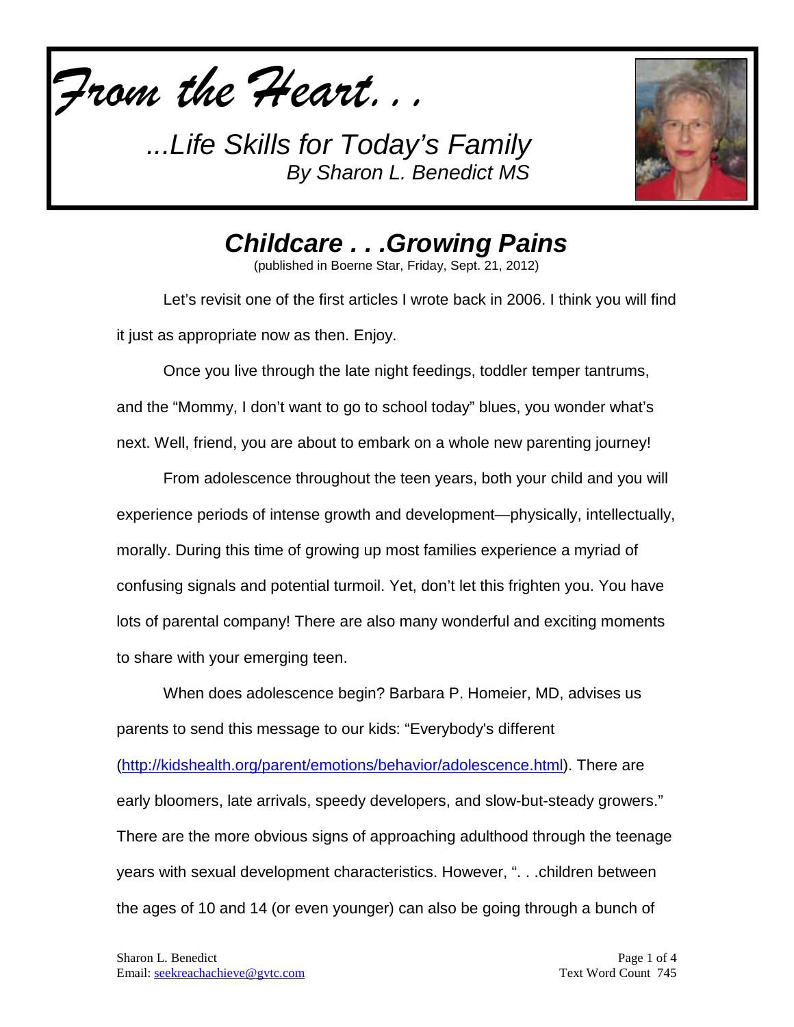# *From the Heart. . .*

*...Life Skills for Today's Family*
*By Sharon L. Benedict MS*

## *Childcare . . .Growing Pains*

(published in Boerne Star, Friday, Sept. 21, 2012)

Let's revisit one of the first articles I wrote back in 2006. I think you will find it just as appropriate now as then. Enjoy.

Once you live through the late night feedings, toddler temper tantrums, and the "Mommy, I don't want to go to school today" blues, you wonder what's next. Well, friend, you are about to embark on a whole new parenting journey!

From adolescence throughout the teen years, both your child and you will experience periods of intense growth and development—physically, intellectually, morally. During this time of growing up most families experience a myriad of confusing signals and potential turmoil. Yet, don't let this frighten you. You have lots of parental company! There are also many wonderful and exciting moments to share with your emerging teen.

When does adolescence begin? Barbara P. Homeier, MD, advises us parents to send this message to our kids: "Everybody's different (http://kidshealth.org/parent/emotions/behavior/adolescence.html). There are early bloomers, late arrivals, speedy developers, and slow-but-steady growers." There are the more obvious signs of approaching adulthood through the teenage years with sexual development characteristics. However, ". . .children between the ages of 10 and 14 (or even younger) can also be going through a bunch of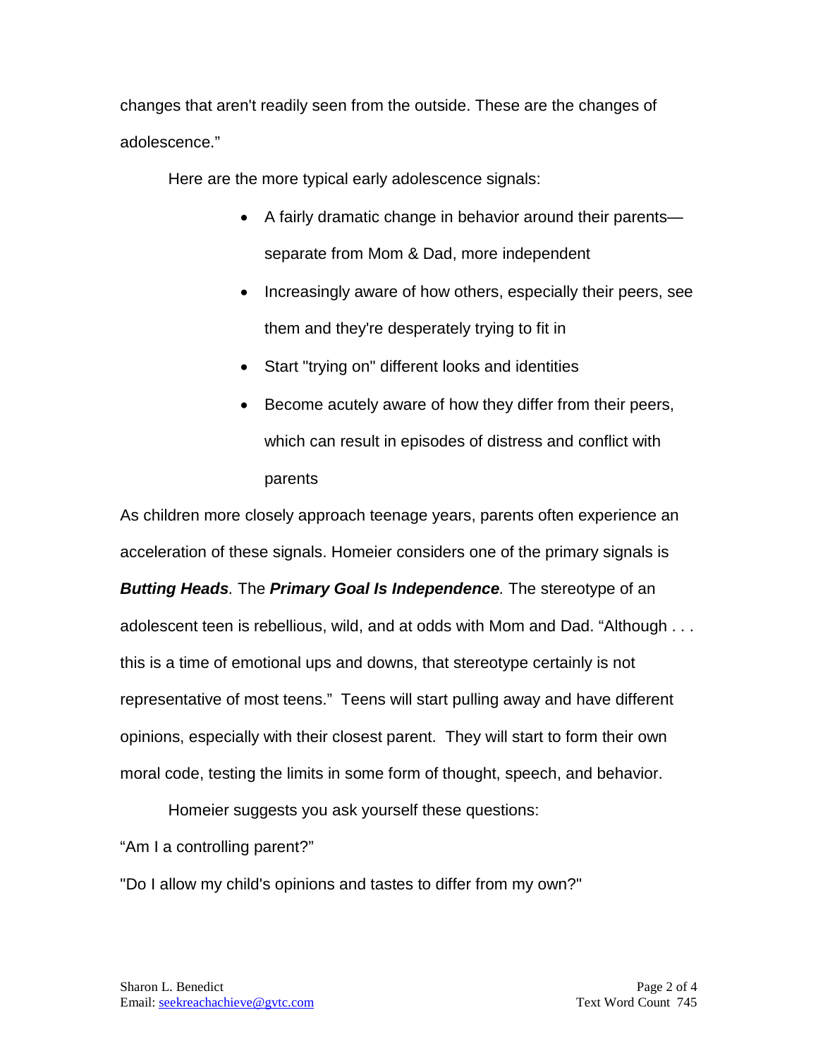changes that aren't readily seen from the outside. These are the changes of adolescence."

Here are the more typical early adolescence signals:

- A fairly dramatic change in behavior around their parents—separate from Mom & Dad, more independent
- Increasingly aware of how others, especially their peers, see them and they're desperately trying to fit in
- Start "trying on" different looks and identities
- Become acutely aware of how they differ from their peers, which can result in episodes of distress and conflict with parents

As children more closely approach teenage years, parents often experience an acceleration of these signals. Homeier considers one of the primary signals is ***Butting Heads***. The ***Primary Goal Is Independence***. The stereotype of an adolescent teen is rebellious, wild, and at odds with Mom and Dad. "Although . . . this is a time of emotional ups and downs, that stereotype certainly is not representative of most teens." Teens will start pulling away and have different opinions, especially with their closest parent. They will start to form their own moral code, testing the limits in some form of thought, speech, and behavior.

Homeier suggests you ask yourself these questions:

"Am I a controlling parent?"

"Do I allow my child's opinions and tastes to differ from my own?"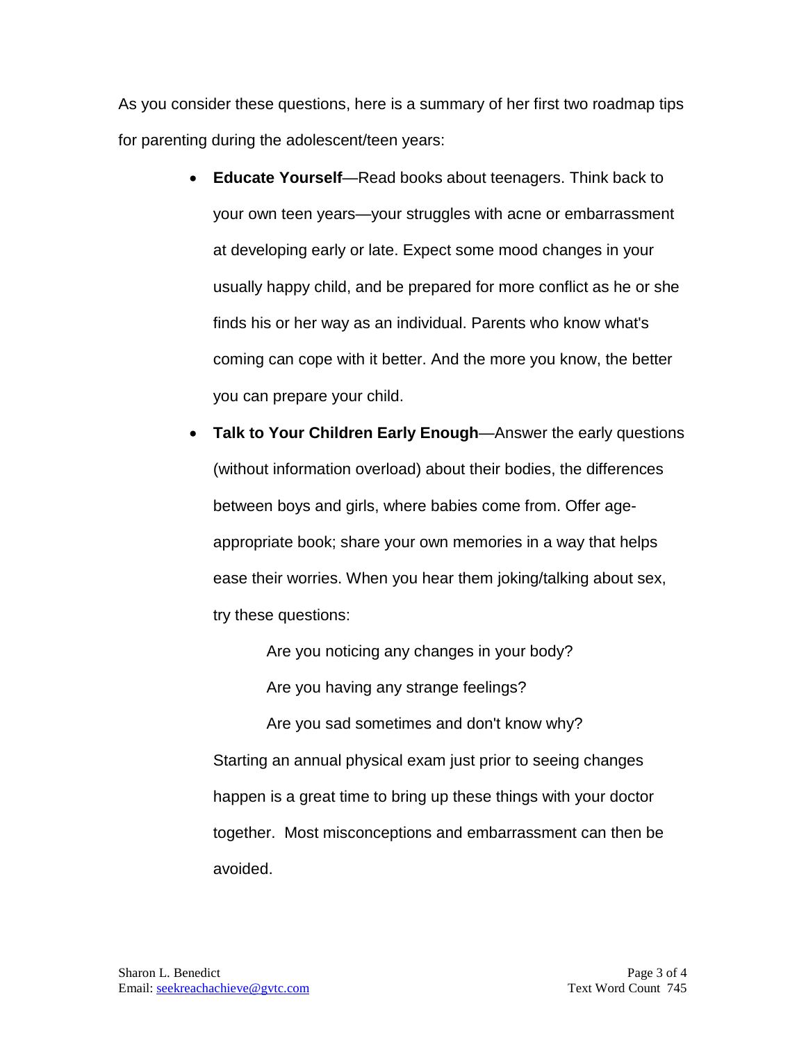As you consider these questions, here is a summary of her first two roadmap tips for parenting during the adolescent/teen years:

- **Educate Yourself**—Read books about teenagers. Think back to your own teen years—your struggles with acne or embarrassment at developing early or late. Expect some mood changes in your usually happy child, and be prepared for more conflict as he or she finds his or her way as an individual. Parents who know what's coming can cope with it better. And the more you know, the better you can prepare your child.
- **Talk to Your Children Early Enough**—Answer the early questions (without information overload) about their bodies, the differences between boys and girls, where babies come from. Offer age-appropriate book; share your own memories in a way that helps ease their worries. When you hear them joking/talking about sex, try these questions:

  Are you noticing any changes in your body?

  Are you having any strange feelings?

  Are you sad sometimes and don't know why?

  Starting an annual physical exam just prior to seeing changes happen is a great time to bring up these things with your doctor together. Most misconceptions and embarrassment can then be avoided.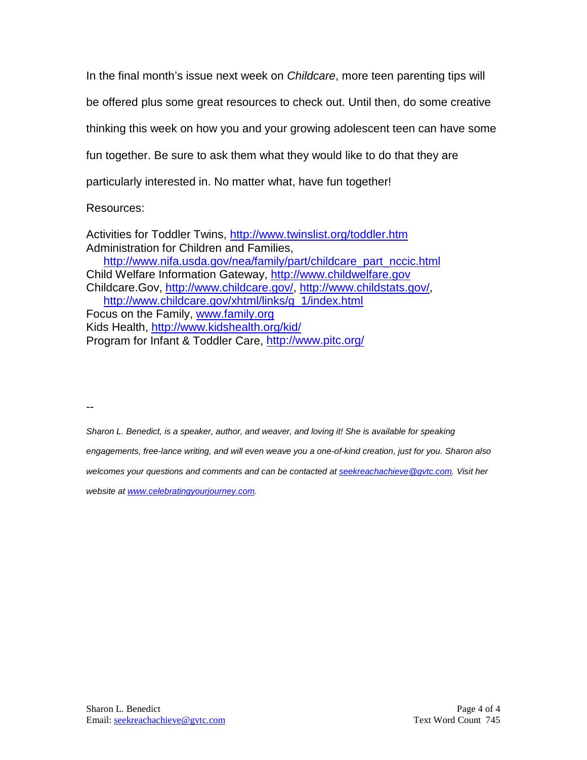In the final month's issue next week on *Childcare*, more teen parenting tips will be offered plus some great resources to check out. Until then, do some creative thinking this week on how you and your growing adolescent teen can have some fun together. Be sure to ask them what they would like to do that they are particularly interested in. No matter what, have fun together!

Resources:

Activities for Toddler Twins, http://www.twinslist.org/toddler.htm
Administration for Children and Families,
http://www.nifa.usda.gov/nea/family/part/childcare_part_nccic.html
Child Welfare Information Gateway, http://www.childwelfare.gov
Childcare.Gov, http://www.childcare.gov/, http://www.childstats.gov/,
http://www.childcare.gov/xhtml/links/g_1/index.html
Focus on the Family, www.family.org
Kids Health, http://www.kidshealth.org/kid/
Program for Infant & Toddler Care, http://www.pitc.org/

--

*Sharon L. Benedict, is a speaker, author, and weaver, and loving it! She is available for speaking engagements, free-lance writing, and will even weave you a one-of-kind creation, just for you. Sharon also welcomes your questions and comments and can be contacted at seekreachachieve@gvtc.com. Visit her website at www.celebratingyourjourney.com.*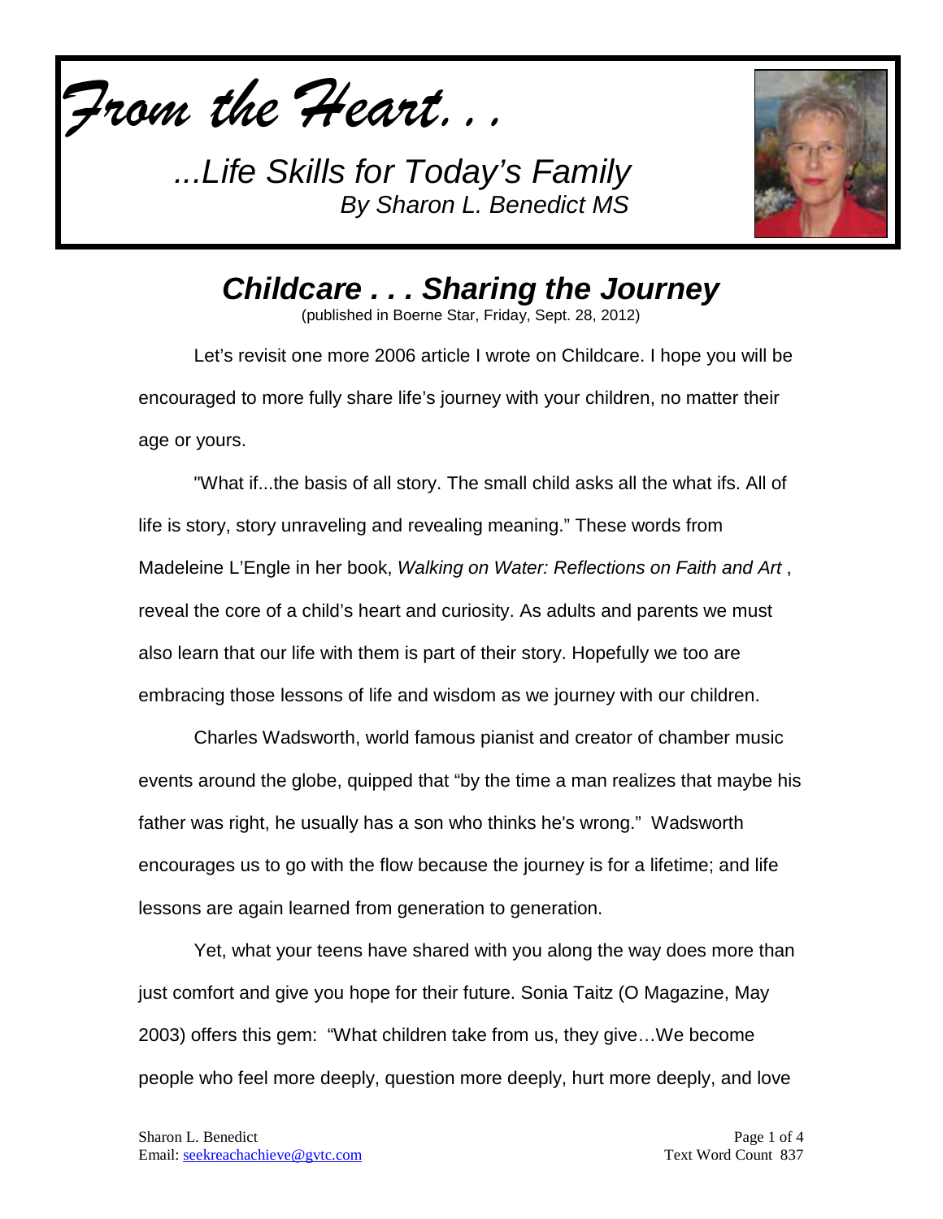*From the Heart. . .*

*...Life Skills for Today's Family*
*By Sharon L. Benedict MS*

# *Childcare . . . Sharing the Journey*

(published in Boerne Star, Friday, Sept. 28, 2012)

Let's revisit one more 2006 article I wrote on Childcare. I hope you will be encouraged to more fully share life's journey with your children, no matter their age or yours.

"What if...the basis of all story. The small child asks all the what ifs. All of life is story, story unraveling and revealing meaning." These words from Madeleine L'Engle in her book, *Walking on Water: Reflections on Faith and Art* , reveal the core of a child's heart and curiosity. As adults and parents we must also learn that our life with them is part of their story. Hopefully we too are embracing those lessons of life and wisdom as we journey with our children.

Charles Wadsworth, world famous pianist and creator of chamber music events around the globe, quipped that "by the time a man realizes that maybe his father was right, he usually has a son who thinks he's wrong." Wadsworth encourages us to go with the flow because the journey is for a lifetime; and life lessons are again learned from generation to generation.

Yet, what your teens have shared with you along the way does more than just comfort and give you hope for their future. Sonia Taitz (O Magazine, May 2003) offers this gem: "What children take from us, they give…We become people who feel more deeply, question more deeply, hurt more deeply, and love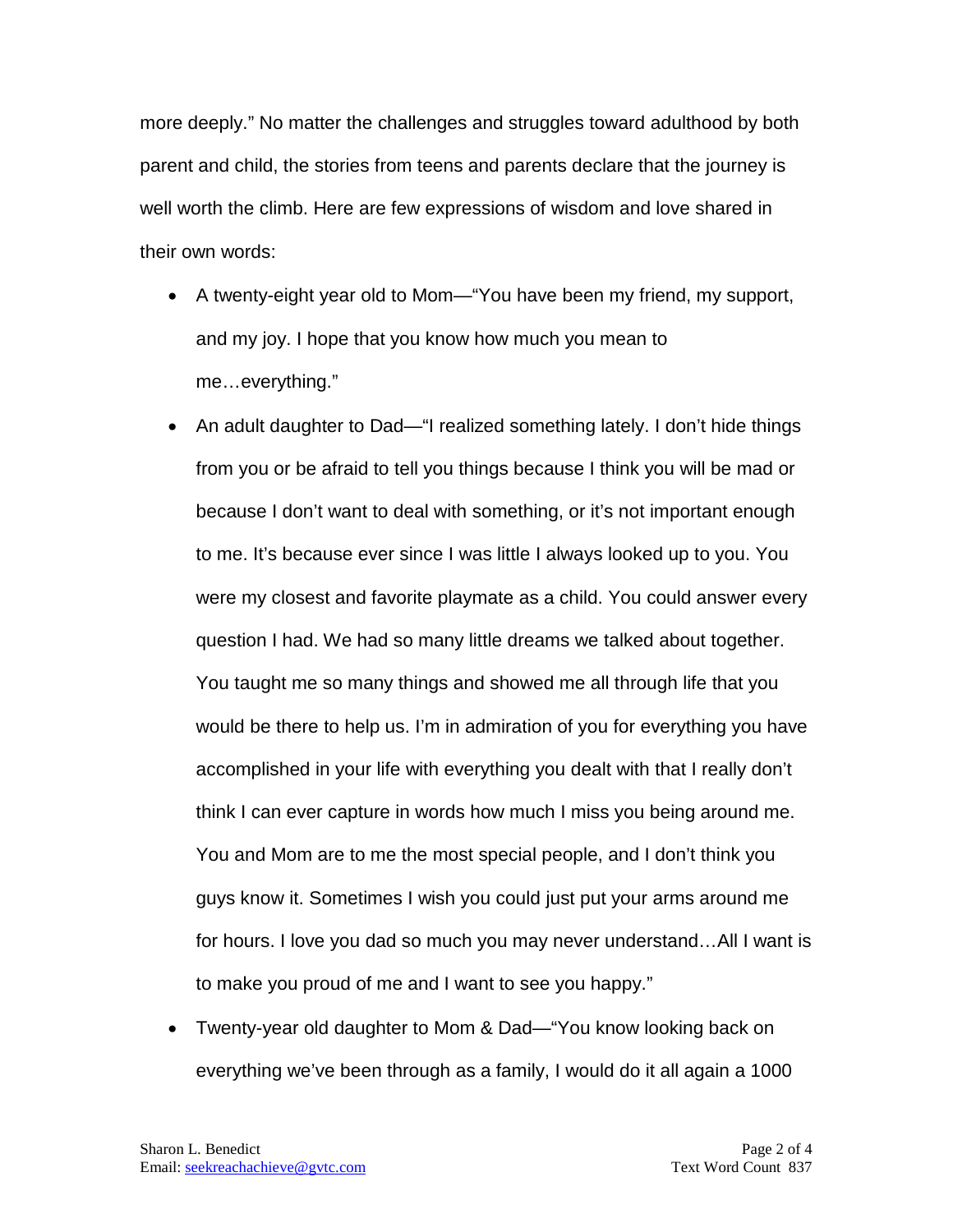more deeply." No matter the challenges and struggles toward adulthood by both parent and child, the stories from teens and parents declare that the journey is well worth the climb. Here are few expressions of wisdom and love shared in their own words:

- A twenty-eight year old to Mom—"You have been my friend, my support, and my joy. I hope that you know how much you mean to me…everything."
- An adult daughter to Dad—"I realized something lately. I don't hide things from you or be afraid to tell you things because I think you will be mad or because I don't want to deal with something, or it's not important enough to me. It's because ever since I was little I always looked up to you. You were my closest and favorite playmate as a child. You could answer every question I had. We had so many little dreams we talked about together. You taught me so many things and showed me all through life that you would be there to help us. I'm in admiration of you for everything you have accomplished in your life with everything you dealt with that I really don't think I can ever capture in words how much I miss you being around me. You and Mom are to me the most special people, and I don't think you guys know it. Sometimes I wish you could just put your arms around me for hours. I love you dad so much you may never understand…All I want is to make you proud of me and I want to see you happy."
- Twenty-year old daughter to Mom & Dad—"You know looking back on everything we've been through as a family, I would do it all again a 1000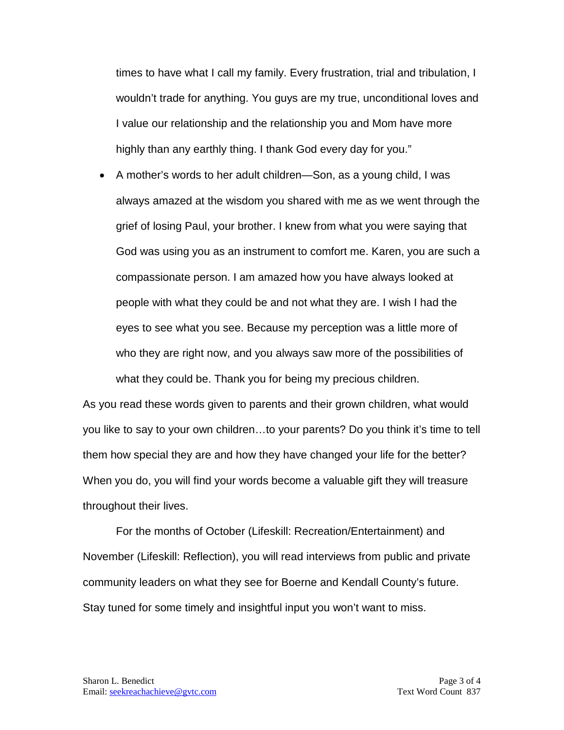times to have what I call my family. Every frustration, trial and tribulation, I wouldn't trade for anything. You guys are my true, unconditional loves and I value our relationship and the relationship you and Mom have more highly than any earthly thing. I thank God every day for you."

- A mother's words to her adult children—Son, as a young child, I was always amazed at the wisdom you shared with me as we went through the grief of losing Paul, your brother. I knew from what you were saying that God was using you as an instrument to comfort me. Karen, you are such a compassionate person. I am amazed how you have always looked at people with what they could be and not what they are. I wish I had the eyes to see what you see. Because my perception was a little more of who they are right now, and you always saw more of the possibilities of what they could be. Thank you for being my precious children.

As you read these words given to parents and their grown children, what would you like to say to your own children…to your parents? Do you think it's time to tell them how special they are and how they have changed your life for the better? When you do, you will find your words become a valuable gift they will treasure throughout their lives.

For the months of October (Lifeskill: Recreation/Entertainment) and November (Lifeskill: Reflection), you will read interviews from public and private community leaders on what they see for Boerne and Kendall County's future. Stay tuned for some timely and insightful input you won't want to miss.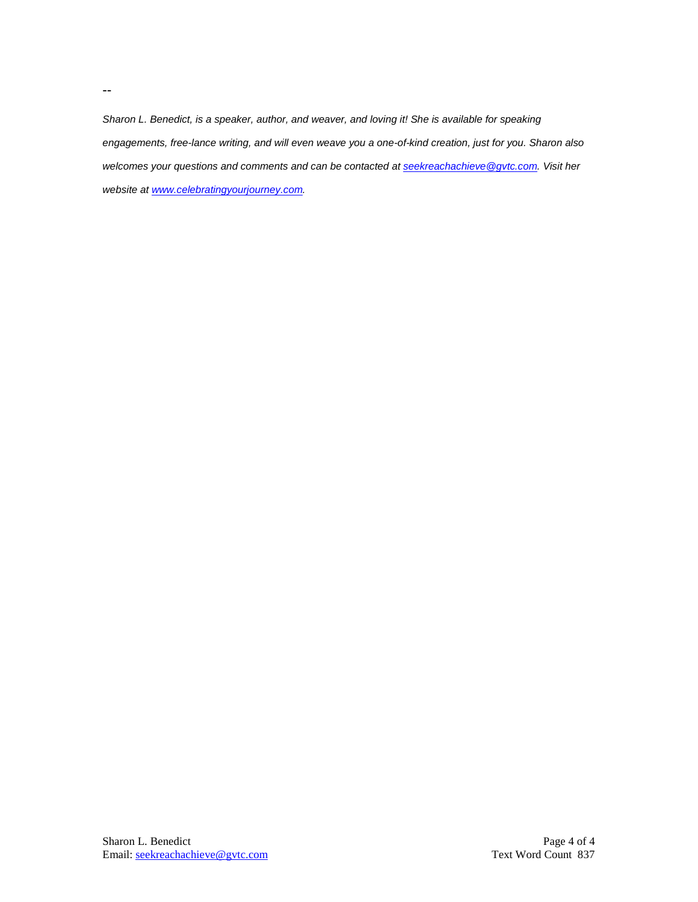--

*Sharon L. Benedict, is a speaker, author, and weaver, and loving it! She is available for speaking engagements, free-lance writing, and will even weave you a one-of-kind creation, just for you. Sharon also welcomes your questions and comments and can be contacted at [seekreachachieve@gvtc.com](mailto:seekreachachieve@gvtc.com). Visit her website at [www.celebratingyourjourney.com](http://www.celebratingyourjourney.com).*